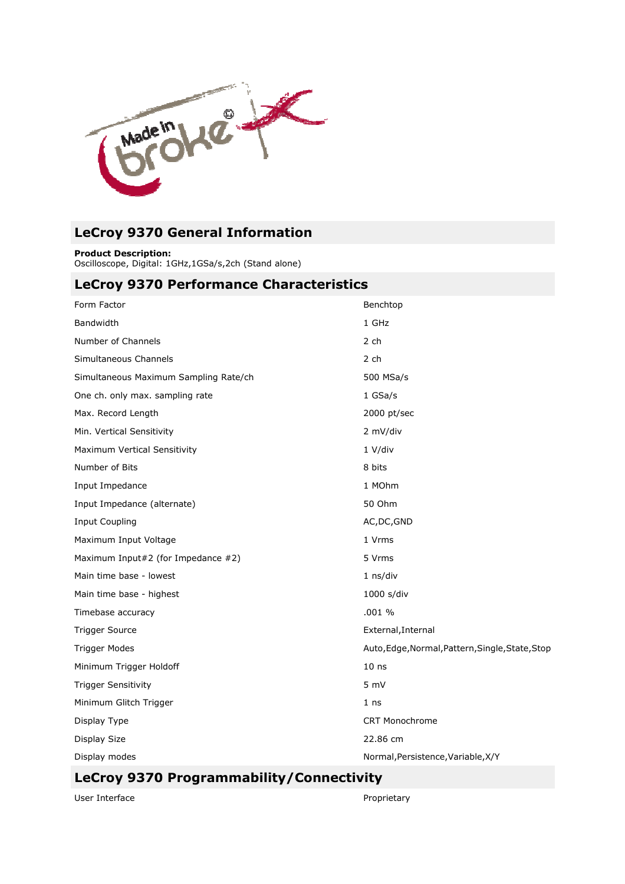## LeCroy 9370 General Information

**Product Description:**
Oscilloscope, Digital: 1GHz,1GSa/s,2ch (Stand alone)

## LeCroy 9370 Performance Characteristics

| | |
|---|---|
| Form Factor | Benchtop |
| Bandwidth | 1 GHz |
| Number of Channels | 2 ch |
| Simultaneous Channels | 2 ch |
| Simultaneous Maximum Sampling Rate/ch | 500 MSa/s |
| One ch. only max. sampling rate | 1 GSa/s |
| Max. Record Length | 2000 pt/sec |
| Min. Vertical Sensitivity | 2 mV/div |
| Maximum Vertical Sensitivity | 1 V/div |
| Number of Bits | 8 bits |
| Input Impedance | 1 MOhm |
| Input Impedance (alternate) | 50 Ohm |
| Input Coupling | AC,DC,GND |
| Maximum Input Voltage | 1 Vrms |
| Maximum Input#2 (for Impedance #2) | 5 Vrms |
| Main time base - lowest | 1 ns/div |
| Main time base - highest | 1000 s/div |
| Timebase accuracy | .001 % |
| Trigger Source | External,Internal |
| Trigger Modes | Auto,Edge,Normal,Pattern,Single,State,Stop |
| Minimum Trigger Holdoff | 10 ns |
| Trigger Sensitivity | 5 mV |
| Minimum Glitch Trigger | 1 ns |
| Display Type | CRT Monochrome |
| Display Size | 22.86 cm |
| Display modes | Normal,Persistence,Variable,X/Y |

## LeCroy 9370 Programmability/Connectivity

| | |
|---|---|
| User Interface | Proprietary |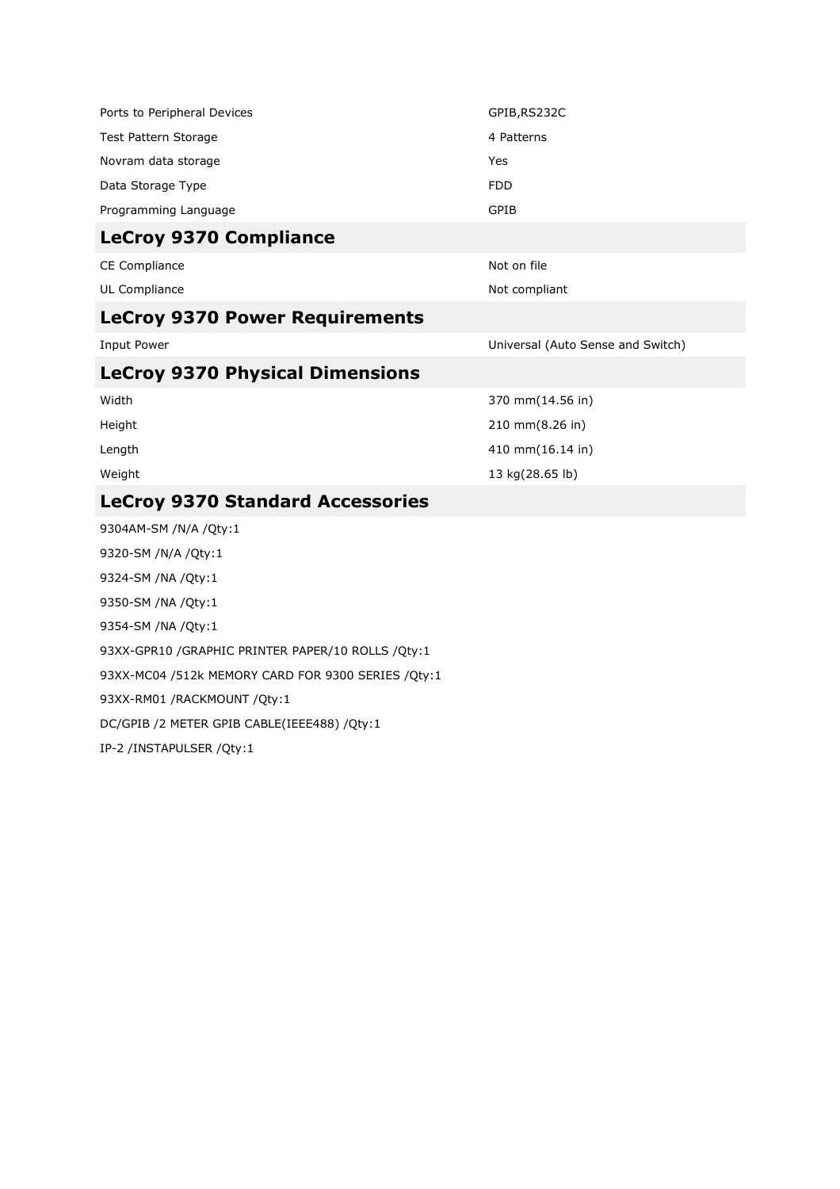| | |
|---|---|
| Ports to Peripheral Devices | GPIB,RS232C |
| Test Pattern Storage | 4 Patterns |
| Novram data storage | Yes |
| Data Storage Type | FDD |
| Programming Language | GPIB |

## LeCroy 9370 Compliance

| | |
|---|---|
| CE Compliance | Not on file |
| UL Compliance | Not compliant |

## LeCroy 9370 Power Requirements

| | |
|---|---|
| Input Power | Universal (Auto Sense and Switch) |

## LeCroy 9370 Physical Dimensions

| | |
|---|---|
| Width | 370 mm(14.56 in) |
| Height | 210 mm(8.26 in) |
| Length | 410 mm(16.14 in) |
| Weight | 13 kg(28.65 lb) |

## LeCroy 9370 Standard Accessories

9304AM-SM /N/A /Qty:1

9320-SM /N/A /Qty:1

9324-SM /NA /Qty:1

9350-SM /NA /Qty:1

9354-SM /NA /Qty:1

93XX-GPR10 /GRAPHIC PRINTER PAPER/10 ROLLS /Qty:1

93XX-MC04 /512k MEMORY CARD FOR 9300 SERIES /Qty:1

93XX-RM01 /RACKMOUNT /Qty:1

DC/GPIB /2 METER GPIB CABLE(IEEE488) /Qty:1

IP-2 /INSTAPULSER /Qty:1